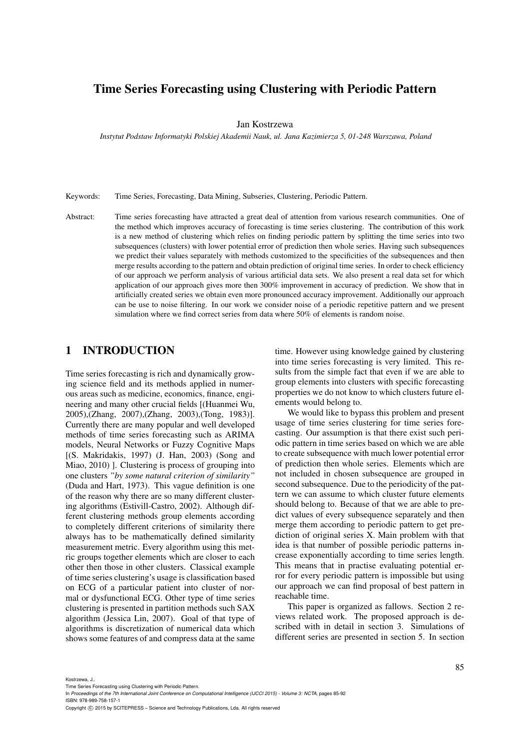# Time Series Forecasting using Clustering with Periodic Pattern

Jan Kostrzewa

*Instytut Podstaw Informatyki Polskiej Akademii Nauk, ul. Jana Kazimierza 5, 01-248 Warszawa, Poland*

Keywords: Time Series, Forecasting, Data Mining, Subseries, Clustering, Periodic Pattern.

Abstract: Time series forecasting have attracted a great deal of attention from various research communities. One of the method which improves accuracy of forecasting is time series clustering. The contribution of this work is a new method of clustering which relies on finding periodic pattern by splitting the time series into two subsequences (clusters) with lower potential error of prediction then whole series. Having such subsequences we predict their values separately with methods customized to the specificities of the subsequences and then merge results according to the pattern and obtain prediction of original time series. In order to check efficiency of our approach we perform analysis of various artificial data sets. We also present a real data set for which application of our approach gives more then 300% improvement in accuracy of prediction. We show that in artificially created series we obtain even more pronounced accuracy improvement. Additionally our approach can be use to noise filtering. In our work we consider noise of a periodic repetitive pattern and we present simulation where we find correct series from data where 50% of elements is random noise.

## 1 INTRODUCTION

Time series forecasting is rich and dynamically growing science field and its methods applied in numerous areas such as medicine, economics, finance, engineering and many other crucial fields [(Huanmei Wu, 2005),(Zhang, 2007),(Zhang, 2003),(Tong, 1983)]. Currently there are many popular and well developed methods of time series forecasting such as ARIMA models, Neural Networks or Fuzzy Cognitive Maps [(S. Makridakis, 1997) (J. Han, 2003) (Song and Miao, 2010) ]. Clustering is process of grouping into one clusters *"by some natural criterion of similarity"* (Duda and Hart, 1973). This vague definition is one of the reason why there are so many different clustering algorithms (Estivill-Castro, 2002). Although different clustering methods group elements according to completely different criterions of similarity there always has to be mathematically defined similarity measurement metric. Every algorithm using this metric groups together elements which are closer to each other then those in other clusters. Classical example of time series clustering's usage is classification based on ECG of a particular patient into cluster of normal or dysfunctional ECG. Other type of time series clustering is presented in partition methods such SAX algorithm (Jessica Lin, 2007). Goal of that type of algorithms is discretization of numerical data which shows some features of and compress data at the same time. However using knowledge gained by clustering into time series forecasting is very limited. This results from the simple fact that even if we are able to group elements into clusters with specific forecasting properties we do not know to which clusters future elements would belong to.

We would like to bypass this problem and present usage of time series clustering for time series forecasting. Our assumption is that there exist such periodic pattern in time series based on which we are able to create subsequence with much lower potential error of prediction then whole series. Elements which are not included in chosen subsequence are grouped in second subsequence. Due to the periodicity of the pattern we can assume to which cluster future elements should belong to. Because of that we are able to predict values of every subsequence separately and then merge them according to periodic pattern to get prediction of original series X. Main problem with that idea is that number of possible periodic patterns increase exponentially according to time series length. This means that in practise evaluating potential error for every periodic pattern is impossible but using our approach we can find proposal of best pattern in reachable time.

This paper is organized as fallows. Section 2 reviews related work. The proposed approach is described with in detail in section 3. Simulations of different series are presented in section 5. In section

Kostrzewa, J..
Time Series Forecasting using Clustering with Periodic Pattern.
In *Proceedings of the 7th International Joint Conference on Computational Intelligence (IJCCI 2015) - Volume 3: NCTA*, pages 85-92
ISBN: 978-989-758-157-1
Copyright © 2015 by SCITEPRESS – Science and Technology Publications, Lda. All rights reserved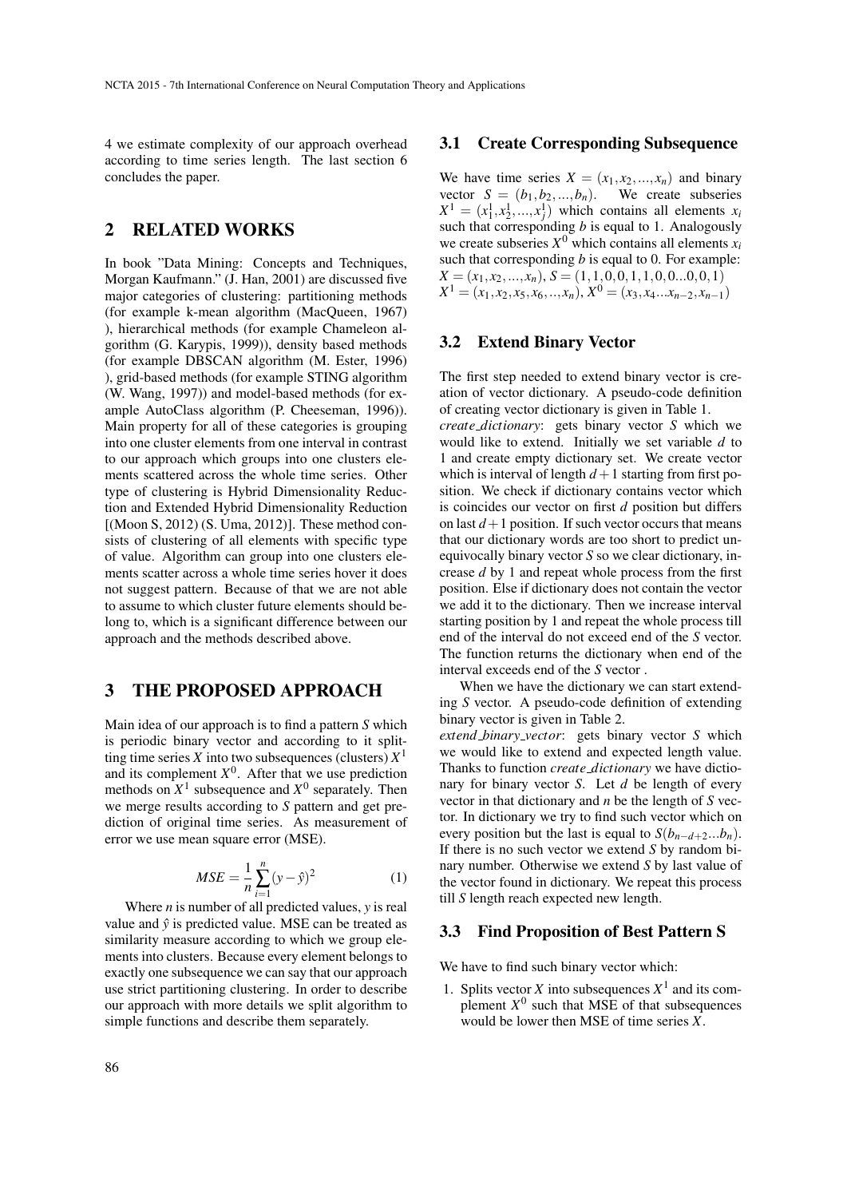4 we estimate complexity of our approach overhead according to time series length. The last section 6 concludes the paper.

## 2 RELATED WORKS

In book "Data Mining: Concepts and Techniques, Morgan Kaufmann." (J. Han, 2001) are discussed five major categories of clustering: partitioning methods (for example k-mean algorithm (MacQueen, 1967) ), hierarchical methods (for example Chameleon algorithm (G. Karypis, 1999)), density based methods (for example DBSCAN algorithm (M. Ester, 1996) ), grid-based methods (for example STING algorithm (W. Wang, 1997)) and model-based methods (for example AutoClass algorithm (P. Cheeseman, 1996)). Main property for all of these categories is grouping into one cluster elements from one interval in contrast to our approach which groups into one clusters elements scattered across the whole time series. Other type of clustering is Hybrid Dimensionality Reduction and Extended Hybrid Dimensionality Reduction [(Moon S, 2012) (S. Uma, 2012)]. These method consists of clustering of all elements with specific type of value. Algorithm can group into one clusters elements scatter across a whole time series hover it does not suggest pattern. Because of that we are not able to assume to which cluster future elements should belong to, which is a significant difference between our approach and the methods described above.

## 3 THE PROPOSED APPROACH

Main idea of our approach is to find a pattern $S$ which is periodic binary vector and according to it splitting time series $X$ into two subsequences (clusters) $X^1$ and its complement $X^0$. After that we use prediction methods on $X^1$ subsequence and $X^0$ separately. Then we merge results according to $S$ pattern and get prediction of original time series. As measurement of error we use mean square error (MSE).

$$MSE = \frac{1}{n}\sum_{i=1}^{n}(y-\hat{y})^2 \tag{1}$$

Where $n$ is number of all predicted values, $y$ is real value and $\hat{y}$ is predicted value. MSE can be treated as similarity measure according to which we group elements into clusters. Because every element belongs to exactly one subsequence we can say that our approach use strict partitioning clustering. In order to describe our approach with more details we split algorithm to simple functions and describe them separately.

### 3.1 Create Corresponding Subsequence

We have time series $X = (x_1, x_2, ..., x_n)$ and binary vector $S = (b_1, b_2, ..., b_n)$. We create subseries $X^1 = (x_1^1, x_2^1, ..., x_j^1)$ which contains all elements $x_i$ such that corresponding $b$ is equal to 1. Analogously we create subseries $X^0$ which contains all elements $x_i$ such that corresponding $b$ is equal to 0. For example:
$X = (x_1, x_2, ..., x_n)$, $S = (1, 1, 0, 0, 1, 1, 0, 0...0, 0, 1)$
$X^1 = (x_1, x_2, x_5, x_6, .., x_n)$, $X^0 = (x_3, x_4...x_{n-2}, x_{n-1})$

### 3.2 Extend Binary Vector

The first step needed to extend binary vector is creation of vector dictionary. A pseudo-code definition of creating vector dictionary is given in Table 1.
*create_dictionary*: gets binary vector $S$ which we would like to extend. Initially we set variable $d$ to 1 and create empty dictionary set. We create vector which is interval of length $d+1$ starting from first position. We check if dictionary contains vector which is coincides our vector on first $d$ position but differs on last $d+1$ position. If such vector occurs that means that our dictionary words are too short to predict unequivocally binary vector $S$ so we clear dictionary, increase $d$ by 1 and repeat whole process from the first position. Else if dictionary does not contain the vector we add it to the dictionary. Then we increase interval starting position by 1 and repeat the whole process till end of the interval do not exceed end of the $S$ vector. The function returns the dictionary when end of the interval exceeds end of the $S$ vector .

When we have the dictionary we can start extending $S$ vector. A pseudo-code definition of extending binary vector is given in Table 2.
*extend_binary_vector*: gets binary vector $S$ which we would like to extend and expected length value. Thanks to function *create_dictionary* we have dictionary for binary vector $S$. Let $d$ be length of every vector in that dictionary and $n$ be the length of $S$ vector. In dictionary we try to find such vector which on every position but the last is equal to $S(b_{n-d+2}...b_n)$. If there is no such vector we extend $S$ by random binary number. Otherwise we extend $S$ by last value of the vector found in dictionary. We repeat this process till $S$ length reach expected new length.

### 3.3 Find Proposition of Best Pattern S

We have to find such binary vector which:

1. Splits vector $X$ into subsequences $X^1$ and its complement $X^0$ such that MSE of that subsequences would be lower then MSE of time series $X$.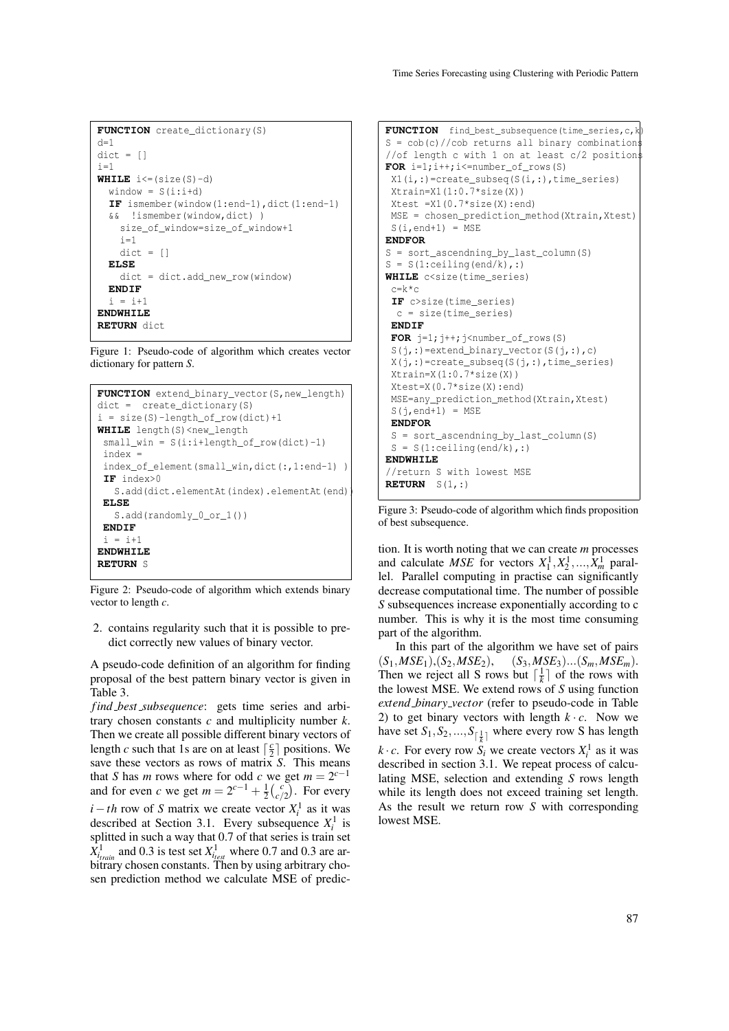```
FUNCTION create_dictionary(S)
d=1
dict = []
i=1
WHILE i<=(size(S)-d)
  window = S(i:i+d)
  IF ismember(window(1:end-1),dict(1:end-1)
  && !ismember(window,dict) )
    size_of_window=size_of_window+1
    i=1
    dict = []
  ELSE
    dict = dict.add_new_row(window)
  ENDIF
  i = i+1
ENDWHILE
RETURN dict
```

Figure 1: Pseudo-code of algorithm which creates vector dictionary for pattern *S*.

```
FUNCTION extend_binary_vector(S,new_length)
dict = create_dictionary(S)
i = size(S)-length_of_row(dict)+1
WHILE length(S)<new_length
 small_win = S(i:i+length_of_row(dict)-1)
 index =
 index_of_element(small_win,dict(:,1:end-1) )
 IF index>0
   S.add(dict.elementAt(index).elementAt(end))
 ELSE
   S.add(randomly_0_or_1())
 ENDIF
 i = i+1
ENDWHILE
RETURN S
```

Figure 2: Pseudo-code of algorithm which extends binary vector to length *c*.

2. contains regularity such that it is possible to predict correctly new values of binary vector.

A pseudo-code definition of an algorithm for finding proposal of the best pattern binary vector is given in Table 3.

*find_best_subsequence*: gets time series and arbitrary chosen constants $c$ and multiplicity number $k$. Then we create all possible different binary vectors of length $c$ such that 1s are on at least $\lceil \frac{c}{2} \rceil$ positions. We save these vectors as rows of matrix $S$. This means that $S$ has $m$ rows where for odd $c$ we get $m = 2^{c-1}$ and for even $c$ we get $m = 2^{c-1} + \frac{1}{2}\binom{c}{c/2}$. For every $i-th$ row of $S$ matrix we create vector $X_i^1$ as it was described at Section 3.1. Every subsequence $X_i^1$ is splitted in such a way that 0.7 of that series is train set $X_{i_{train}}^1$ and 0.3 is test set $X_{i_{test}}^1$ where 0.7 and 0.3 are arbitrary chosen constants. Then by using arbitrary chosen prediction method we calculate MSE of prediction. It is worth noting that we can create $m$ processes and calculate $MSE$ for vectors $X_1^1, X_2^1, ..., X_m^1$ parallel. Parallel computing in practise can significantly decrease computational time. The number of possible $S$ subsequences increase exponentially according to c number. This is why it is the most time consuming part of the algorithm.

```
FUNCTION  find_best_subsequence(time_series,c,k)
S = cob(c)//cob returns all binary combinations
//of length c with 1 on at least c/2 positions
FOR i=1;i++;i<=number_of_rows(S)
 X1(i,:)=create_subseq(S(i,:),time_series)
 Xtrain=X1(1:0.7*size(X))
 Xtest =X1(0.7*size(X):end)
 MSE = chosen_prediction_method(Xtrain,Xtest)
 S(i,end+1) = MSE
ENDFOR
S = sort_ascendning_by_last_column(S)
S = S(1:ceiling(end/k),:)
WHILE c<size(time_series)
 c=k*c
 IF c>size(time_series)
  c = size(time_series)
 ENDIF
 FOR j=1;j++;j<number_of_rows(S)
 S(j,:)=extend_binary_vector(S(j,:),c)
 X(j,:)=create_subseq(S(j,:),time_series)
 Xtrain=X(1:0.7*size(X))
 Xtest=X(0.7*size(X):end)
 MSE=any_prediction_method(Xtrain,Xtest)
 S(j,end+1) = MSE
 ENDFOR
 S = sort_ascendning_by_last_column(S)
 S = S(1:ceiling(end/k),:)
ENDWHILE
//return S with lowest MSE
RETURN  S(1,:)
```

Figure 3: Pseudo-code of algorithm which finds proposition of best subsequence.

In this part of the algorithm we have set of pairs $(S_1, MSE_1), (S_2, MSE_2), \quad (S_3, MSE_3)...(S_m, MSE_m)$. Then we reject all S rows but $\lceil \frac{1}{k} \rceil$ of the rows with the lowest MSE. We extend rows of $S$ using function *extend_binary_vector* (refer to pseudo-code in Table 2) to get binary vectors with length $k \cdot c$. Now we have set $S_1, S_2, ..., S_{\lceil \frac{1}{k} \rceil}$ where every row S has length $k \cdot c$. For every row $S_i$ we create vectors $X_i^1$ as it was described in section 3.1. We repeat process of calculating MSE, selection and extending $S$ rows length while its length does not exceed training set length. As the result we return row $S$ with corresponding lowest MSE.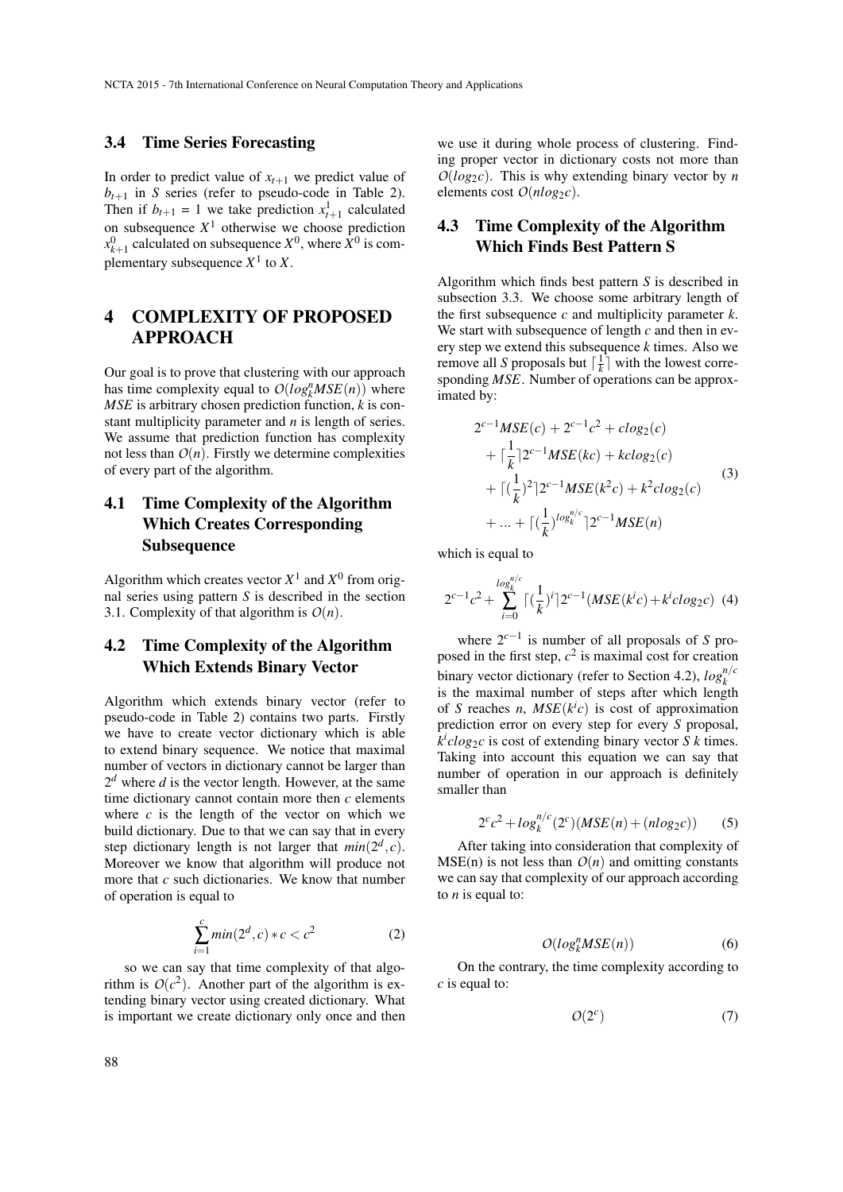### 3.4 Time Series Forecasting

In order to predict value of $x_{t+1}$ we predict value of $b_{t+1}$ in $S$ series (refer to pseudo-code in Table 2). Then if $b_{t+1}$ = 1 we take prediction $x^1_{t+1}$ calculated on subsequence $X^1$ otherwise we choose prediction $x^0_{k+1}$ calculated on subsequence $X^0$, where $X^0$ is complementary subsequence $X^1$ to $X$.

## 4 COMPLEXITY OF PROPOSED APPROACH

Our goal is to prove that clustering with our approach has time complexity equal to $O(log^n_k MSE(n))$ where $MSE$ is arbitrary chosen prediction function, $k$ is constant multiplicity parameter and $n$ is length of series. We assume that prediction function has complexity not less than $O(n)$. Firstly we determine complexities of every part of the algorithm.

### 4.1 Time Complexity of the Algorithm Which Creates Corresponding Subsequence

Algorithm which creates vector $X^1$ and $X^0$ from orignal series using pattern $S$ is described in the section 3.1. Complexity of that algorithm is $O(n)$.

### 4.2 Time Complexity of the Algorithm Which Extends Binary Vector

Algorithm which extends binary vector (refer to pseudo-code in Table 2) contains two parts. Firstly we have to create vector dictionary which is able to extend binary sequence. We notice that maximal number of vectors in dictionary cannot be larger than $2^d$ where $d$ is the vector length. However, at the same time dictionary cannot contain more then $c$ elements where $c$ is the length of the vector on which we build dictionary. Due to that we can say that in every step dictionary length is not larger that $min(2^d, c)$. Moreover we know that algorithm will produce not more that $c$ such dictionaries. We know that number of operation is equal to

$$\sum_{i=1}^{c} min(2^d, c) * c < c^2 \tag{2}$$

so we can say that time complexity of that algorithm is $O(c^2)$. Another part of the algorithm is extending binary vector using created dictionary. What is important we create dictionary only once and then we use it during whole process of clustering. Finding proper vector in dictionary costs not more than $O(log_2 c)$. This is why extending binary vector by $n$ elements cost $O(n log_2 c)$.

### 4.3 Time Complexity of the Algorithm Which Finds Best Pattern S

Algorithm which finds best pattern $S$ is described in subsection 3.3. We choose some arbitrary length of the first subsequence $c$ and multiplicity parameter $k$. We start with subsequence of length $c$ and then in every step we extend this subsequence $k$ times. Also we remove all $S$ proposals but $\lceil \frac{1}{k} \rceil$ with the lowest corresponding $MSE$. Number of operations can be approximated by:

$$\begin{aligned}
&2^{c-1}MSE(c) + 2^{c-1}c^2 + clog_2(c) \\
&+ \lceil \frac{1}{k} \rceil 2^{c-1} MSE(kc) + kclog_2(c) \\
&+ \lceil (\frac{1}{k})^2 \rceil 2^{c-1} MSE(k^2 c) + k^2 clog_2(c) \\
&+ ... + \lceil (\frac{1}{k})^{log_k^{n/c}} \rceil 2^{c-1} MSE(n)
\end{aligned} \tag{3}$$

which is equal to

$$2^{c-1}c^2 + \sum_{i=0}^{log_k^{n/c}} \lceil (\frac{1}{k})^i \rceil 2^{c-1} (MSE(k^i c) + k^i clog_2 c) \tag{4}$$

where $2^{c-1}$ is number of all proposals of $S$ proposed in the first step, $c^2$ is maximal cost for creation binary vector dictionary (refer to Section 4.2), $log_k^{n/c}$ is the maximal number of steps after which length of $S$ reaches $n$, $MSE(k^i c)$ is cost of approximation prediction error on every step for every $S$ proposal, $k^i clog_2 c$ is cost of extending binary vector $S$ $k$ times. Taking into account this equation we can say that number of operation in our approach is definitely smaller than

$$2^c c^2 + log_k^{n/c}(2^c)(MSE(n) + (nlog_2 c)) \tag{5}$$

After taking into consideration that complexity of MSE(n) is not less than $O(n)$ and omitting constants we can say that complexity of our approach according to $n$ is equal to:

$$O(log^n_k MSE(n)) \tag{6}$$

On the contrary, the time complexity according to $c$ is equal to:

$$O(2^c) \tag{7}$$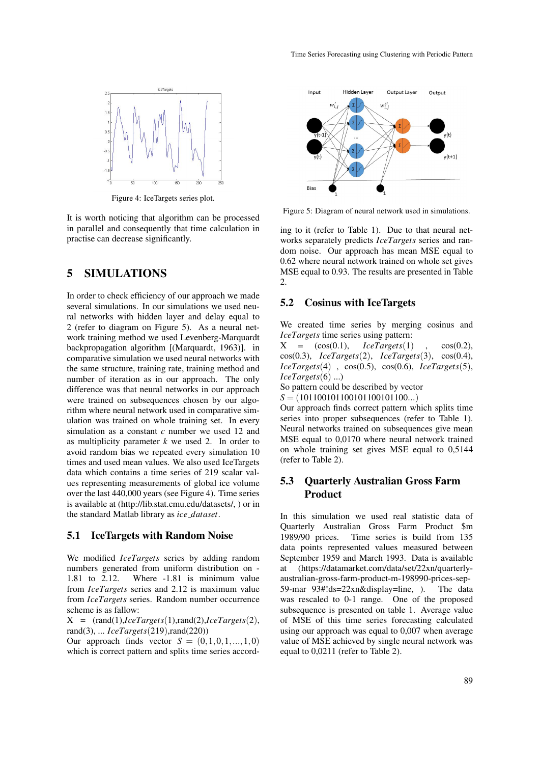Figure 4: IceTargets series plot.

It is worth noticing that algorithm can be processed in parallel and consequently that time calculation in practise can decrease significantly.

## 5 SIMULATIONS

In order to check efficiency of our approach we made several simulations. In our simulations we used neural networks with hidden layer and delay equal to 2 (refer to diagram on Figure 5). As a neural network training method we used Levenberg-Marquardt backpropagation algorithm [(Marquardt, 1963)]. in comparative simulation we used neural networks with the same structure, training rate, training method and number of iteration as in our approach. The only difference was that neural networks in our approach were trained on subsequences chosen by our algorithm where neural network used in comparative simulation was trained on whole training set. In every simulation as a constant $c$ number we used 12 and as multiplicity parameter $k$ we used 2. In order to avoid random bias we repeated every simulation 10 times and used mean values. We also used IceTargets data which contains a time series of 219 scalar values representing measurements of global ice volume over the last 440,000 years (see Figure 4). Time series is available at (http://lib.stat.cmu.edu/datasets/, ) or in the standard Matlab library as *ice_dataset*.

### 5.1 IceTargets with Random Noise

We modified *IceTargets* series by adding random numbers generated from uniform distribution on -1.81 to 2.12. Where -1.81 is minimum value from *IceTargets* series and 2.12 is maximum value from *IceTargets* series. Random number occurrence scheme is as fallow:
X = (rand(1),*IceTargets*(1),rand(2),*IceTargets*(2), rand(3), ... *IceTargets*(219),rand(220))
Our approach finds vector $S = (0,1,0,1,...,1,0)$ which is correct pattern and splits time series according to it (refer to Table 1). Due to that neural networks separately predicts *IceTargets* series and random noise. Our approach has mean MSE equal to 0.62 where neural network trained on whole set gives MSE equal to 0.93. The results are presented in Table 2.

Figure 5: Diagram of neural network used in simulations.

### 5.2 Cosinus with IceTargets

We created time series by merging cosinus and *IceTargets* time series using pattern:
X = (cos(0.1), *IceTargets*(1) , cos(0.2), cos(0.3), *IceTargets*(2), *IceTargets*(3), cos(0.4), *IceTargets*(4) , cos(0.5), cos(0.6), *IceTargets*(5), *IceTargets*(6) ...)
So pattern could be described by vector
$S = (1011001011001011001011100...)$
Our approach finds correct pattern which splits time series into proper subsequences (refer to Table 1). Neural networks trained on subsequences give mean MSE equal to 0,0170 where neural network trained on whole training set gives MSE equal to 0,5144 (refer to Table 2).

### 5.3 Quarterly Australian Gross Farm Product

In this simulation we used real statistic data of Quarterly Australian Gross Farm Product $m 1989/90 prices. Time series is build from 135 data points represented values measured between September 1959 and March 1993. Data is available at (https://datamarket.com/data/set/22xn/quarterly-australian-gross-farm-product-m-198990-prices-sep-59-mar 93#!ds=22xn&display=line, ). The data was rescaled to 0-1 range. One of the proposed subsequence is presented on table 1. Average value of MSE of this time series forecasting calculated using our approach was equal to 0,007 when average value of MSE achieved by single neural network was equal to 0,0211 (refer to Table 2).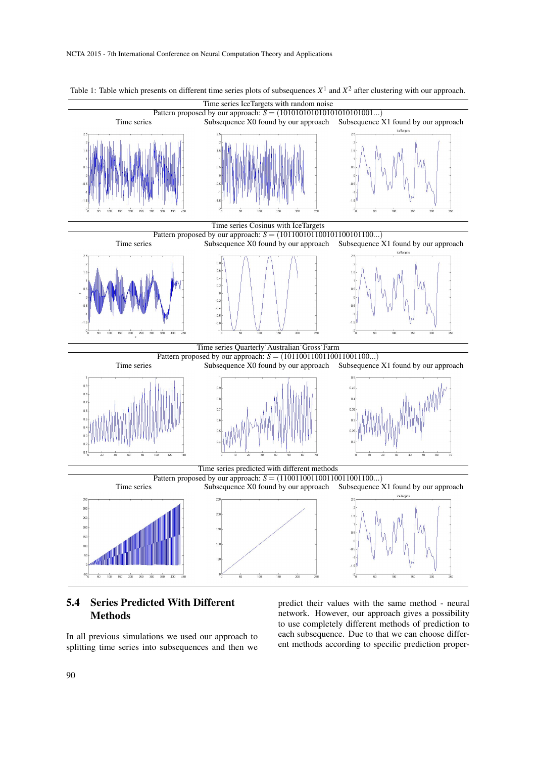Table 1: Table which presents on different time series plots of subsequences $X^1$ and $X^2$ after clustering with our approach.

| Time series | Subsequence X0 found by our approach | Subsequence X1 found by our approach |
|---|---|---|
| **Time series IceTargets with random noise** | | |
| Pattern proposed by our approach: $S = (1010101010101010101001...)$ | | |
| **Time series Cosinus with IceTargets** | | |
| Pattern proposed by our approach: $S = (1011001011001011001011100...)$ | | |
| **Time series Quarterly˙Australian˙Gross˙Farm** | | |
| Pattern proposed by our approach: $S = (1011001100110011001100...)$ | | |
| **Time series predicted with different methods** | | |
| Pattern proposed by our approach: $S = (1100110011001100110011100...)$ | | |

## 5.4 Series Predicted With Different Methods

In all previous simulations we used our approach to splitting time series into subsequences and then we predict their values with the same method - neural network. However, our approach gives a possibility to use completely different methods of prediction to each subsequence. Due to that we can choose different methods according to specific prediction proper-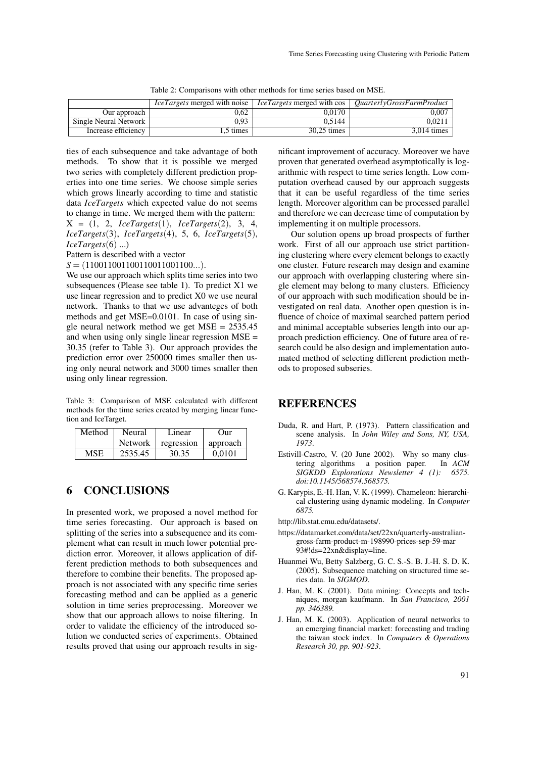Table 2: Comparisons with other methods for time series based on MSE.

| | *IceTargets* merged with noise | *IceTargets* merged with cos | *QuarterlyGrossFarmProduct* |
|---|---|---|---|
| Our approach | 0,62 | 0,0170 | 0,007 |
| Single Neural Network | 0,93 | 0,5144 | 0,0211 |
| Increase efficiency | 1,5 times | 30,25 times | 3,014 times |

ties of each subsequence and take advantage of both methods. To show that it is possible we merged two series with completely different prediction properties into one time series. We choose simple series which grows linearly according to time and statistic data *IceTargets* which expected value do not seems to change in time. We merged them with the pattern: $X = (1, 2, IceTargets(1), IceTargets(2), 3, 4, IceTargets(3), IceTargets(4), 5, 6, IceTargets(5), IceTargets(6) ...)$

Pattern is described with a vector

$S = (1100110011001100110011 00...)$.

We use our approach which splits time series into two subsequences (Please see table 1). To predict X1 we use linear regression and to predict X0 we use neural network. Thanks to that we use advanteges of both methods and get MSE=0.0101. In case of using single neural network method we get MSE = 2535.45 and when using only single linear regression MSE = 30.35 (refer to Table 3). Our approach provides the prediction error over 250000 times smaller then using only neural network and 3000 times smaller then using only linear regression.

Table 3: Comparison of MSE calculated with different methods for the time series created by merging linear function and IceTarget.

| Method | Neural Network | Linear regression | Our approach |
|---|---|---|---|
| MSE | 2535.45 | 30.35 | 0,0101 |

## 6 CONCLUSIONS

In presented work, we proposed a novel method for time series forecasting. Our approach is based on splitting of the series into a subsequence and its complement what can result in much lower potential prediction error. Moreover, it allows application of different prediction methods to both subsequences and therefore to combine their benefits. The proposed approach is not associated with any specific time series forecasting method and can be applied as a generic solution in time series preprocessing. Moreover we show that our approach allows to noise filtering. In order to validate the efficiency of the introduced solution we conducted series of experiments. Obtained results proved that using our approach results in significant improvement of accuracy. Moreover we have proven that generated overhead asymptotically is logarithmic with respect to time series length. Low computation overhead caused by our approach suggests that it can be useful regardless of the time series length. Moreover algorithm can be processed parallel and therefore we can decrease time of computation by implementing it on multiple processors.

Our solution opens up broad prospects of further work. First of all our approach use strict partitioning clustering where every element belongs to exactly one cluster. Future research may design and examine our approach with overlapping clustering where single element may belong to many clusters. Efficiency of our approach with such modification should be investigated on real data. Another open question is influence of choice of maximal searched pattern period and minimal acceptable subseries length into our approach prediction efficiency. One of future area of research could be also design and implementation automated method of selecting different prediction methods to proposed subseries.

## REFERENCES

Duda, R. and Hart, P. (1973). Pattern classification and scene analysis. In *John Wiley and Sons, NY, USA, 1973*.

Estivill-Castro, V. (20 June 2002). Why so many clustering algorithms a position paper. In *ACM SIGKDD Explorations Newsletter 4 (1): 6575. doi:10.1145/568574.568575.*

G. Karypis, E.-H. Han, V. K. (1999). Chameleon: hierarchical clustering using dynamic modeling. In *Computer 6875.*

http://lib.stat.cmu.edu/datasets/.

https://datamarket.com/data/set/22xn/quarterly-australian-gross-farm-product-m-198990-prices-sep-59-mar 93#!ds=22xn&display=line.

Huanmei Wu, Betty Salzberg, G. C. S.-S. B. J.-H. S. D. K. (2005). Subsequence matching on structured time series data. In *SIGMOD*.

J. Han, M. K. (2001). Data mining: Concepts and techniques, morgan kaufmann. In *San Francisco, 2001 pp. 346389.*

J. Han, M. K. (2003). Application of neural networks to an emerging financial market: forecasting and trading the taiwan stock index. In *Computers & Operations Research 30, pp. 901-923*.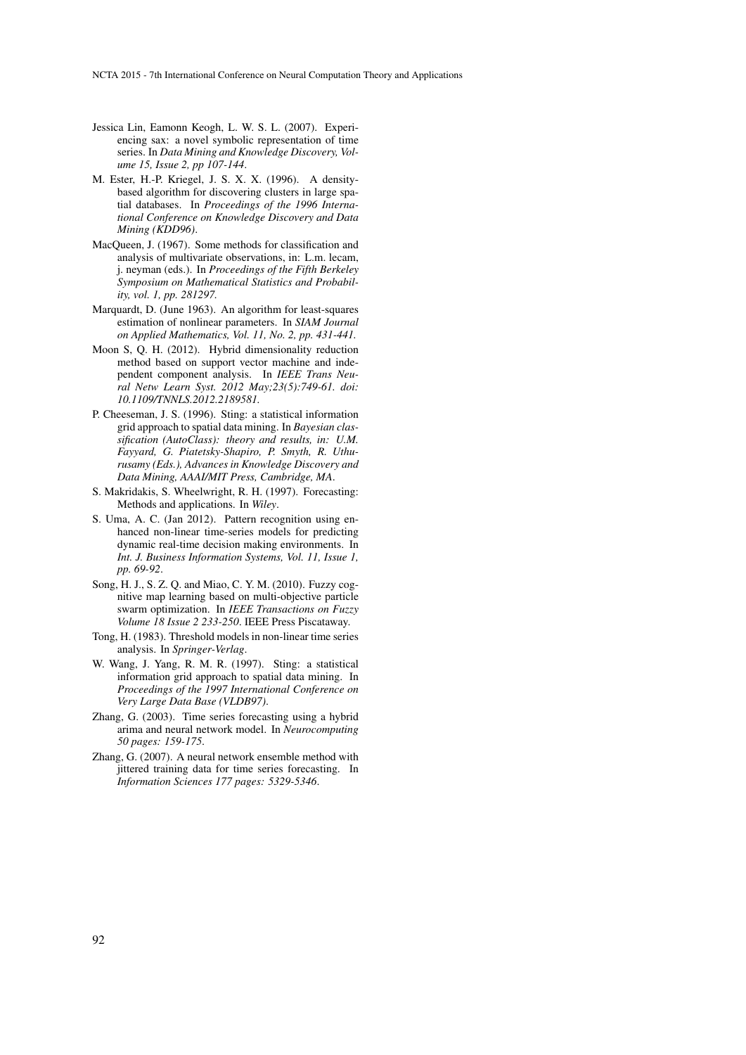Jessica Lin, Eamonn Keogh, L. W. S. L. (2007). Experiencing sax: a novel symbolic representation of time series. In *Data Mining and Knowledge Discovery, Volume 15, Issue 2, pp 107-144*.

M. Ester, H.-P. Kriegel, J. S. X. X. (1996). A density-based algorithm for discovering clusters in large spatial databases. In *Proceedings of the 1996 International Conference on Knowledge Discovery and Data Mining (KDD96)*.

MacQueen, J. (1967). Some methods for classification and analysis of multivariate observations, in: L.m. lecam, j. neyman (eds.). In *Proceedings of the Fifth Berkeley Symposium on Mathematical Statistics and Probability, vol. 1, pp. 281297.*

Marquardt, D. (June 1963). An algorithm for least-squares estimation of nonlinear parameters. In *SIAM Journal on Applied Mathematics, Vol. 11, No. 2, pp. 431-441.*

Moon S, Q. H. (2012). Hybrid dimensionality reduction method based on support vector machine and independent component analysis. In *IEEE Trans Neural Netw Learn Syst. 2012 May;23(5):749-61. doi: 10.1109/TNNLS.2012.2189581.*

P. Cheeseman, J. S. (1996). Sting: a statistical information grid approach to spatial data mining. In *Bayesian classification (AutoClass): theory and results, in: U.M. Fayyard, G. Piatetsky-Shapiro, P. Smyth, R. Uthurusamy (Eds.), Advances in Knowledge Discovery and Data Mining, AAAI/MIT Press, Cambridge, MA*.

S. Makridakis, S. Wheelwright, R. H. (1997). Forecasting: Methods and applications. In *Wiley*.

S. Uma, A. C. (Jan 2012). Pattern recognition using enhanced non-linear time-series models for predicting dynamic real-time decision making environments. In *Int. J. Business Information Systems, Vol. 11, Issue 1, pp. 69-92*.

Song, H. J., S. Z. Q. and Miao, C. Y. M. (2010). Fuzzy cognitive map learning based on multi-objective particle swarm optimization. In *IEEE Transactions on Fuzzy Volume 18 Issue 2 233-250*. IEEE Press Piscataway.

Tong, H. (1983). Threshold models in non-linear time series analysis. In *Springer-Verlag*.

W. Wang, J. Yang, R. M. R. (1997). Sting: a statistical information grid approach to spatial data mining. In *Proceedings of the 1997 International Conference on Very Large Data Base (VLDB97)*.

Zhang, G. (2003). Time series forecasting using a hybrid arima and neural network model. In *Neurocomputing 50 pages: 159-175*.

Zhang, G. (2007). A neural network ensemble method with jittered training data for time series forecasting. In *Information Sciences 177 pages: 5329-5346*.